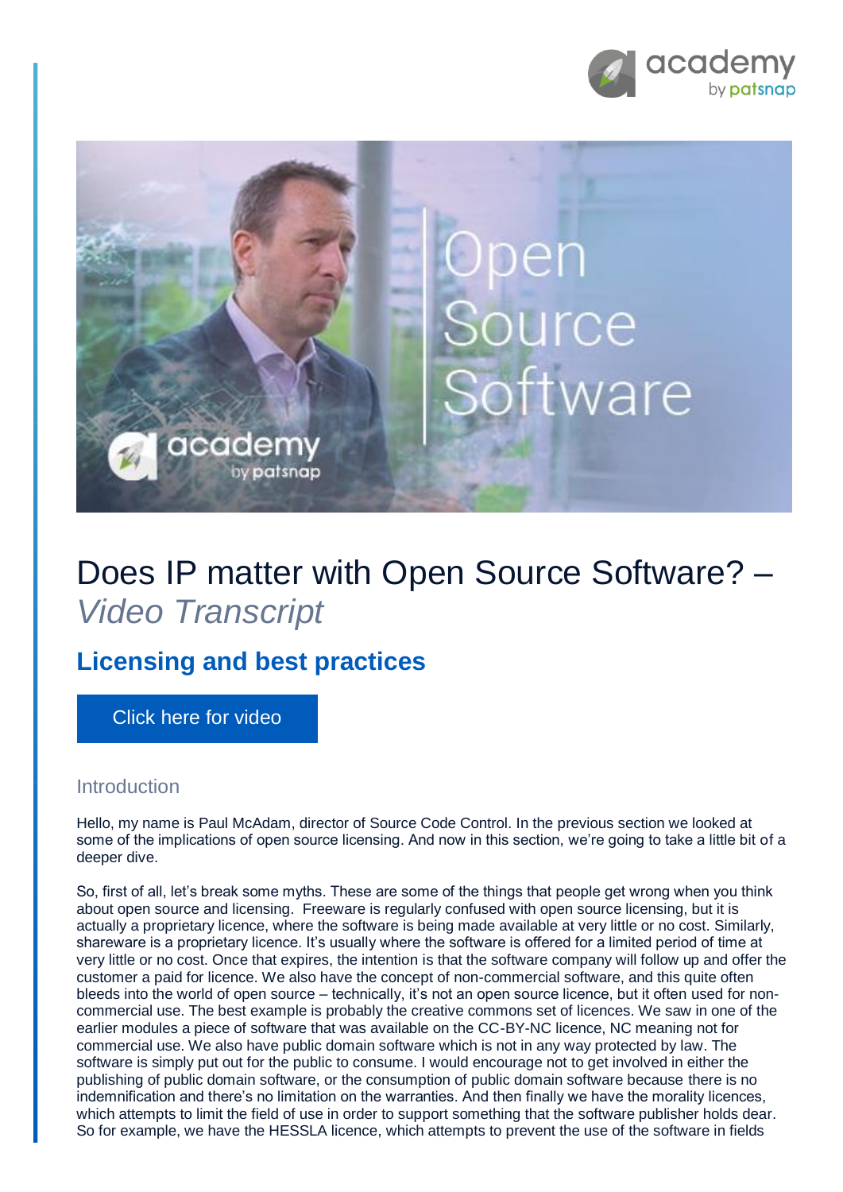# Does IP matter with Open Source Software? – *Video Transcript*

## Licensing and best practices

Click here for video

### Introduction

Hello, my name is Paul McAdam, director of Source Code Control. In the previous section we looked at some of the implications of open source licensing. And now in this section, we're going to take a little bit of a deeper dive.

So, first of all, let's break some myths. These are some of the things that people get wrong when you think about open source and licensing. Freeware is regularly confused with open source licensing, but it is actually a proprietary licence, where the software is being made available at very little or no cost. Similarly, shareware is a proprietary licence. It's usually where the software is offered for a limited period of time at very little or no cost. Once that expires, the intention is that the software company will follow up and offer the customer a paid for licence. We also have the concept of non-commercial software, and this quite often bleeds into the world of open source – technically, it's not an open source licence, but it often used for non-commercial use. The best example is probably the creative commons set of licences. We saw in one of the earlier modules a piece of software that was available on the CC-BY-NC licence, NC meaning not for commercial use. We also have public domain software which is not in any way protected by law. The software is simply put out for the public to consume. I would encourage not to get involved in either the publishing of public domain software, or the consumption of public domain software because there is no indemnification and there's no limitation on the warranties. And then finally we have the morality licences, which attempts to limit the field of use in order to support something that the software publisher holds dear. So for example, we have the HESSLA licence, which attempts to prevent the use of the software in fields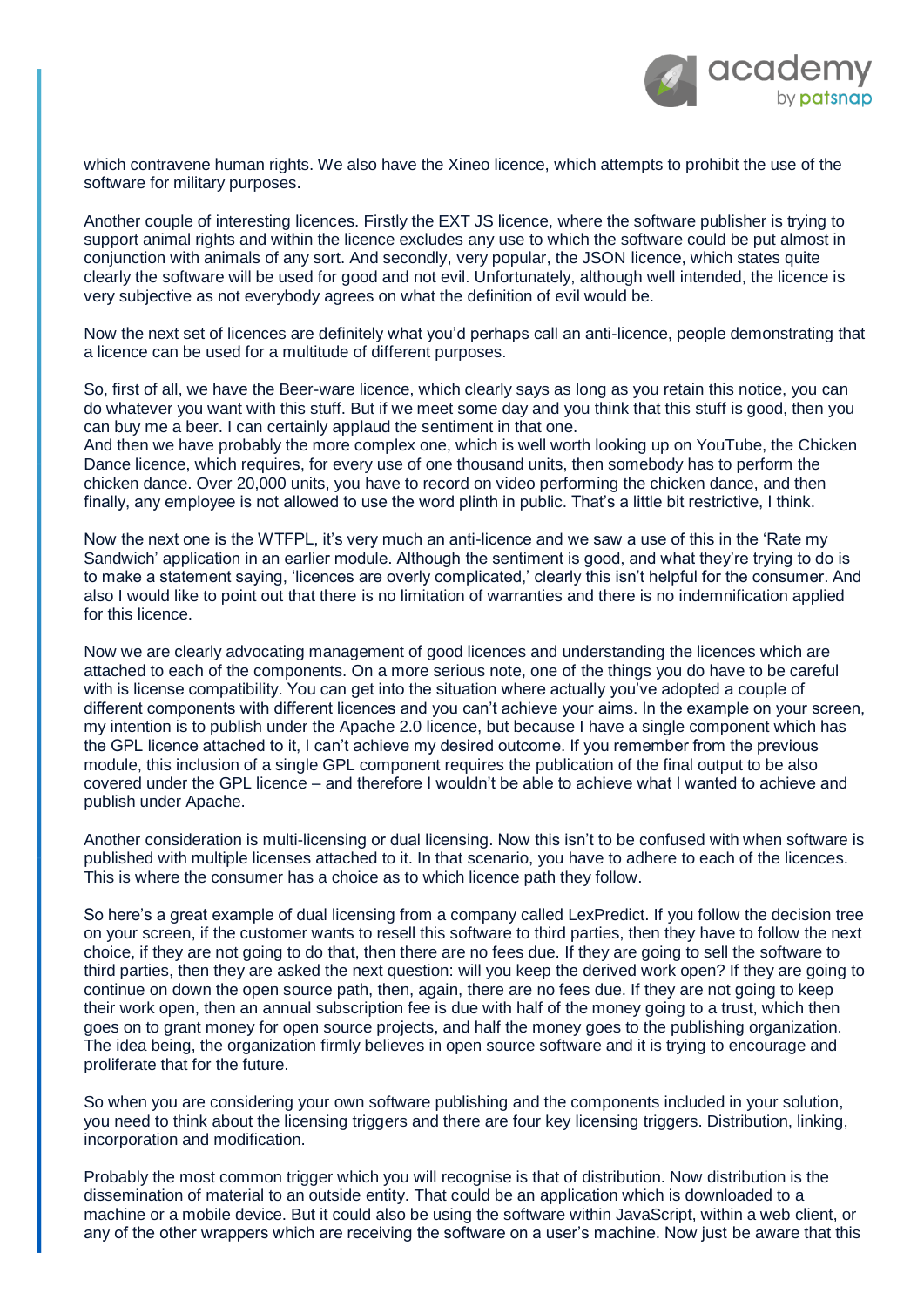which contravene human rights. We also have the Xineo licence, which attempts to prohibit the use of the software for military purposes.

Another couple of interesting licences. Firstly the EXT JS licence, where the software publisher is trying to support animal rights and within the licence excludes any use to which the software could be put almost in conjunction with animals of any sort. And secondly, very popular, the JSON licence, which states quite clearly the software will be used for good and not evil. Unfortunately, although well intended, the licence is very subjective as not everybody agrees on what the definition of evil would be.

Now the next set of licences are definitely what you'd perhaps call an anti-licence, people demonstrating that a licence can be used for a multitude of different purposes.

So, first of all, we have the Beer-ware licence, which clearly says as long as you retain this notice, you can do whatever you want with this stuff. But if we meet some day and you think that this stuff is good, then you can buy me a beer. I can certainly applaud the sentiment in that one.
And then we have probably the more complex one, which is well worth looking up on YouTube, the Chicken Dance licence, which requires, for every use of one thousand units, then somebody has to perform the chicken dance. Over 20,000 units, you have to record on video performing the chicken dance, and then finally, any employee is not allowed to use the word plinth in public. That's a little bit restrictive, I think.

Now the next one is the WTFPL, it's very much an anti-licence and we saw a use of this in the 'Rate my Sandwich' application in an earlier module. Although the sentiment is good, and what they're trying to do is to make a statement saying, 'licences are overly complicated,' clearly this isn't helpful for the consumer. And also I would like to point out that there is no limitation of warranties and there is no indemnification applied for this licence.

Now we are clearly advocating management of good licences and understanding the licences which are attached to each of the components. On a more serious note, one of the things you do have to be careful with is license compatibility. You can get into the situation where actually you've adopted a couple of different components with different licences and you can't achieve your aims. In the example on your screen, my intention is to publish under the Apache 2.0 licence, but because I have a single component which has the GPL licence attached to it, I can't achieve my desired outcome. If you remember from the previous module, this inclusion of a single GPL component requires the publication of the final output to be also covered under the GPL licence – and therefore I wouldn't be able to achieve what I wanted to achieve and publish under Apache.

Another consideration is multi-licensing or dual licensing. Now this isn't to be confused with when software is published with multiple licenses attached to it. In that scenario, you have to adhere to each of the licences. This is where the consumer has a choice as to which licence path they follow.

So here's a great example of dual licensing from a company called LexPredict. If you follow the decision tree on your screen, if the customer wants to resell this software to third parties, then they have to follow the next choice, if they are not going to do that, then there are no fees due. If they are going to sell the software to third parties, then they are asked the next question: will you keep the derived work open? If they are going to continue on down the open source path, then, again, there are no fees due. If they are not going to keep their work open, then an annual subscription fee is due with half of the money going to a trust, which then goes on to grant money for open source projects, and half the money goes to the publishing organization. The idea being, the organization firmly believes in open source software and it is trying to encourage and proliferate that for the future.

So when you are considering your own software publishing and the components included in your solution, you need to think about the licensing triggers and there are four key licensing triggers. Distribution, linking, incorporation and modification.

Probably the most common trigger which you will recognise is that of distribution. Now distribution is the dissemination of material to an outside entity. That could be an application which is downloaded to a machine or a mobile device. But it could also be using the software within JavaScript, within a web client, or any of the other wrappers which are receiving the software on a user's machine. Now just be aware that this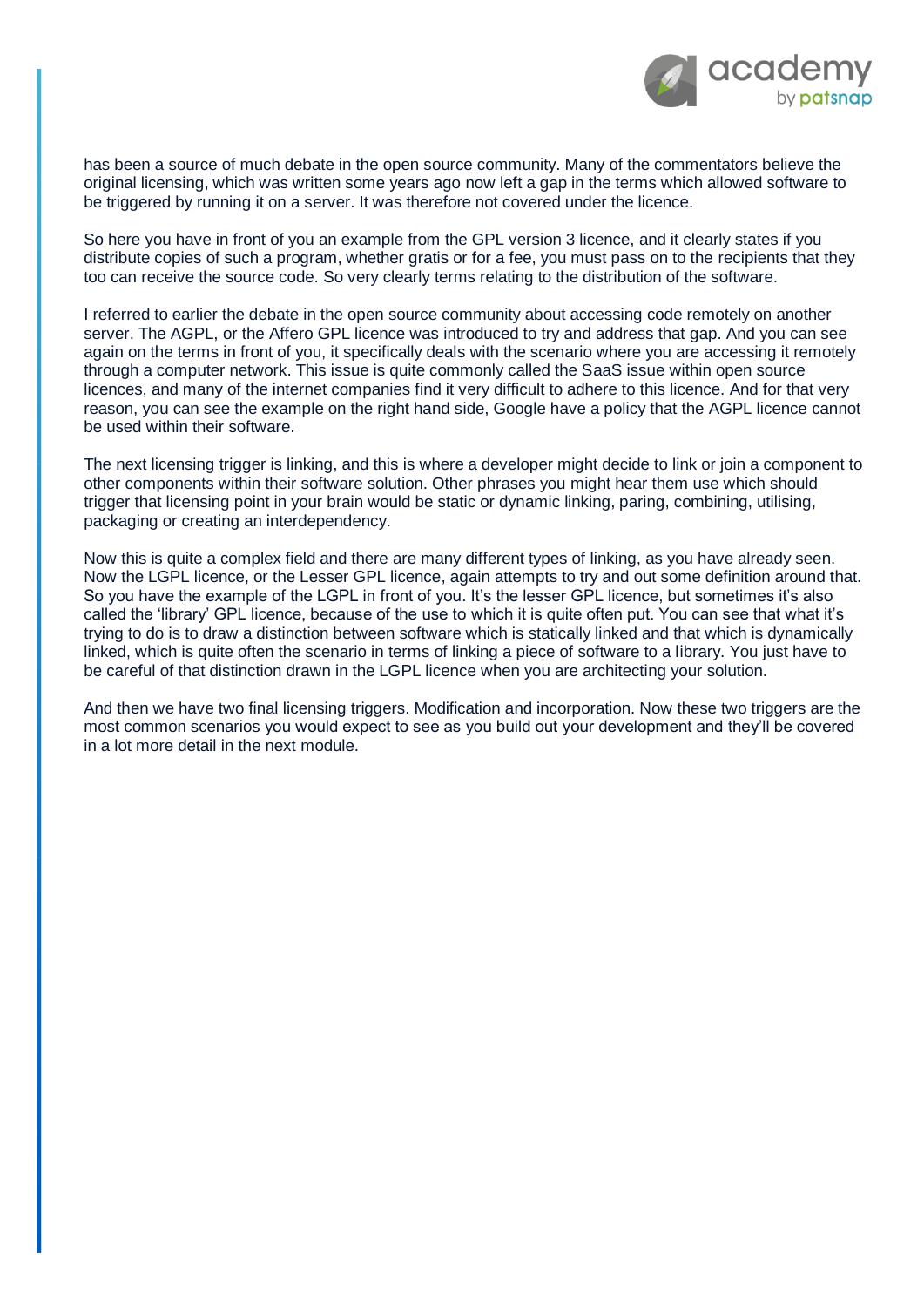has been a source of much debate in the open source community. Many of the commentators believe the original licensing, which was written some years ago now left a gap in the terms which allowed software to be triggered by running it on a server. It was therefore not covered under the licence.

So here you have in front of you an example from the GPL version 3 licence, and it clearly states if you distribute copies of such a program, whether gratis or for a fee, you must pass on to the recipients that they too can receive the source code. So very clearly terms relating to the distribution of the software.

I referred to earlier the debate in the open source community about accessing code remotely on another server. The AGPL, or the Affero GPL licence was introduced to try and address that gap. And you can see again on the terms in front of you, it specifically deals with the scenario where you are accessing it remotely through a computer network. This issue is quite commonly called the SaaS issue within open source licences, and many of the internet companies find it very difficult to adhere to this licence. And for that very reason, you can see the example on the right hand side, Google have a policy that the AGPL licence cannot be used within their software.

The next licensing trigger is linking, and this is where a developer might decide to link or join a component to other components within their software solution. Other phrases you might hear them use which should trigger that licensing point in your brain would be static or dynamic linking, paring, combining, utilising, packaging or creating an interdependency.

Now this is quite a complex field and there are many different types of linking, as you have already seen. Now the LGPL licence, or the Lesser GPL licence, again attempts to try and out some definition around that. So you have the example of the LGPL in front of you. It's the lesser GPL licence, but sometimes it's also called the 'library' GPL licence, because of the use to which it is quite often put. You can see that what it's trying to do is to draw a distinction between software which is statically linked and that which is dynamically linked, which is quite often the scenario in terms of linking a piece of software to a library. You just have to be careful of that distinction drawn in the LGPL licence when you are architecting your solution.

And then we have two final licensing triggers. Modification and incorporation. Now these two triggers are the most common scenarios you would expect to see as you build out your development and they'll be covered in a lot more detail in the next module.